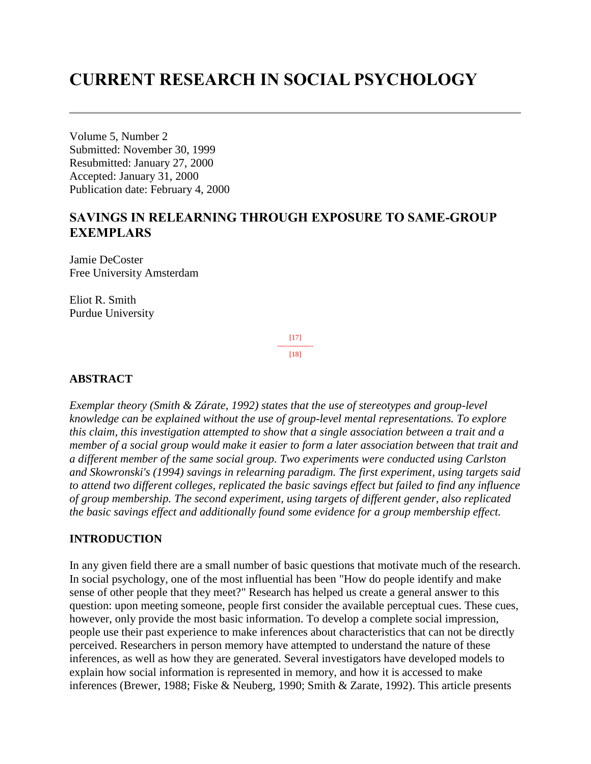# CURRENT RESEARCH IN SOCIAL PSYCHOLOGY

Volume 5, Number 2
Submitted: November 30, 1999
Resubmitted: January 27, 2000
Accepted: January 31, 2000
Publication date: February 4, 2000

## SAVINGS IN RELEARNING THROUGH EXPOSURE TO SAME-GROUP EXEMPLARS

Jamie DeCoster
Free University Amsterdam

Eliot R. Smith
Purdue University

### ABSTRACT

*Exemplar theory (Smith & Zárate, 1992) states that the use of stereotypes and group-level knowledge can be explained without the use of group-level mental representations. To explore this claim, this investigation attempted to show that a single association between a trait and a member of a social group would make it easier to form a later association between that trait and a different member of the same social group. Two experiments were conducted using Carlston and Skowronski's (1994) savings in relearning paradigm. The first experiment, using targets said to attend two different colleges, replicated the basic savings effect but failed to find any influence of group membership. The second experiment, using targets of different gender, also replicated the basic savings effect and additionally found some evidence for a group membership effect.*

### INTRODUCTION

In any given field there are a small number of basic questions that motivate much of the research. In social psychology, one of the most influential has been "How do people identify and make sense of other people that they meet?" Research has helped us create a general answer to this question: upon meeting someone, people first consider the available perceptual cues. These cues, however, only provide the most basic information. To develop a complete social impression, people use their past experience to make inferences about characteristics that can not be directly perceived. Researchers in person memory have attempted to understand the nature of these inferences, as well as how they are generated. Several investigators have developed models to explain how social information is represented in memory, and how it is accessed to make inferences (Brewer, 1988; Fiske & Neuberg, 1990; Smith & Zarate, 1992). This article presents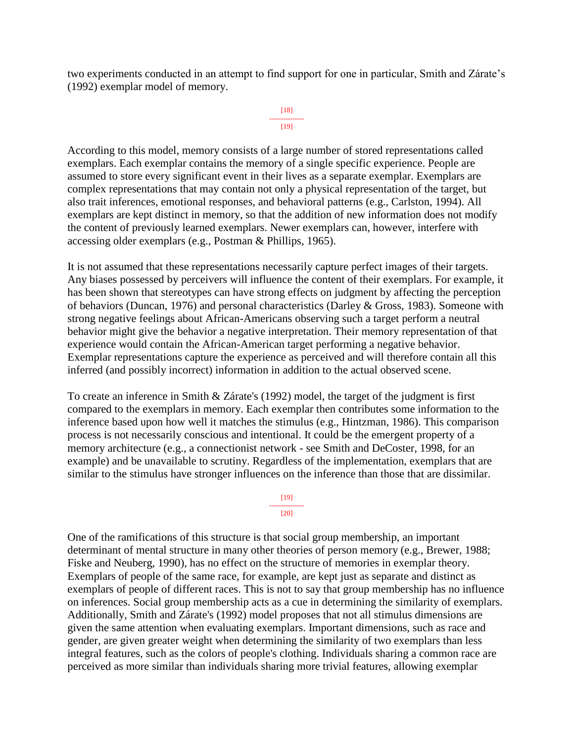two experiments conducted in an attempt to find support for one in particular, Smith and Zárate's (1992) exemplar model of memory.

According to this model, memory consists of a large number of stored representations called exemplars. Each exemplar contains the memory of a single specific experience. People are assumed to store every significant event in their lives as a separate exemplar. Exemplars are complex representations that may contain not only a physical representation of the target, but also trait inferences, emotional responses, and behavioral patterns (e.g., Carlston, 1994). All exemplars are kept distinct in memory, so that the addition of new information does not modify the content of previously learned exemplars. Newer exemplars can, however, interfere with accessing older exemplars (e.g., Postman & Phillips, 1965).

It is not assumed that these representations necessarily capture perfect images of their targets. Any biases possessed by perceivers will influence the content of their exemplars. For example, it has been shown that stereotypes can have strong effects on judgment by affecting the perception of behaviors (Duncan, 1976) and personal characteristics (Darley & Gross, 1983). Someone with strong negative feelings about African-Americans observing such a target perform a neutral behavior might give the behavior a negative interpretation. Their memory representation of that experience would contain the African-American target performing a negative behavior. Exemplar representations capture the experience as perceived and will therefore contain all this inferred (and possibly incorrect) information in addition to the actual observed scene.

To create an inference in Smith & Zárate's (1992) model, the target of the judgment is first compared to the exemplars in memory. Each exemplar then contributes some information to the inference based upon how well it matches the stimulus (e.g., Hintzman, 1986). This comparison process is not necessarily conscious and intentional. It could be the emergent property of a memory architecture (e.g., a connectionist network - see Smith and DeCoster, 1998, for an example) and be unavailable to scrutiny. Regardless of the implementation, exemplars that are similar to the stimulus have stronger influences on the inference than those that are dissimilar.

One of the ramifications of this structure is that social group membership, an important determinant of mental structure in many other theories of person memory (e.g., Brewer, 1988; Fiske and Neuberg, 1990), has no effect on the structure of memories in exemplar theory. Exemplars of people of the same race, for example, are kept just as separate and distinct as exemplars of people of different races. This is not to say that group membership has no influence on inferences. Social group membership acts as a cue in determining the similarity of exemplars. Additionally, Smith and Zárate's (1992) model proposes that not all stimulus dimensions are given the same attention when evaluating exemplars. Important dimensions, such as race and gender, are given greater weight when determining the similarity of two exemplars than less integral features, such as the colors of people's clothing. Individuals sharing a common race are perceived as more similar than individuals sharing more trivial features, allowing exemplar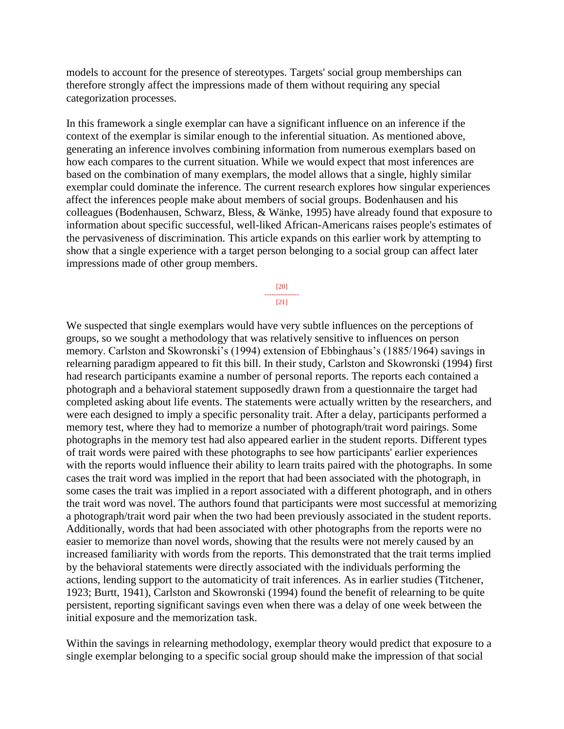models to account for the presence of stereotypes. Targets' social group memberships can therefore strongly affect the impressions made of them without requiring any special categorization processes.

In this framework a single exemplar can have a significant influence on an inference if the context of the exemplar is similar enough to the inferential situation. As mentioned above, generating an inference involves combining information from numerous exemplars based on how each compares to the current situation. While we would expect that most inferences are based on the combination of many exemplars, the model allows that a single, highly similar exemplar could dominate the inference. The current research explores how singular experiences affect the inferences people make about members of social groups. Bodenhausen and his colleagues (Bodenhausen, Schwarz, Bless, & Wänke, 1995) have already found that exposure to information about specific successful, well-liked African-Americans raises people's estimates of the pervasiveness of discrimination. This article expands on this earlier work by attempting to show that a single experience with a target person belonging to a social group can affect later impressions made of other group members.

We suspected that single exemplars would have very subtle influences on the perceptions of groups, so we sought a methodology that was relatively sensitive to influences on person memory. Carlston and Skowronski's (1994) extension of Ebbinghaus's (1885/1964) savings in relearning paradigm appeared to fit this bill. In their study, Carlston and Skowronski (1994) first had research participants examine a number of personal reports. The reports each contained a photograph and a behavioral statement supposedly drawn from a questionnaire the target had completed asking about life events. The statements were actually written by the researchers, and were each designed to imply a specific personality trait. After a delay, participants performed a memory test, where they had to memorize a number of photograph/trait word pairings. Some photographs in the memory test had also appeared earlier in the student reports. Different types of trait words were paired with these photographs to see how participants' earlier experiences with the reports would influence their ability to learn traits paired with the photographs. In some cases the trait word was implied in the report that had been associated with the photograph, in some cases the trait was implied in a report associated with a different photograph, and in others the trait word was novel. The authors found that participants were most successful at memorizing a photograph/trait word pair when the two had been previously associated in the student reports. Additionally, words that had been associated with other photographs from the reports were no easier to memorize than novel words, showing that the results were not merely caused by an increased familiarity with words from the reports. This demonstrated that the trait terms implied by the behavioral statements were directly associated with the individuals performing the actions, lending support to the automaticity of trait inferences. As in earlier studies (Titchener, 1923; Burtt, 1941), Carlston and Skowronski (1994) found the benefit of relearning to be quite persistent, reporting significant savings even when there was a delay of one week between the initial exposure and the memorization task.

Within the savings in relearning methodology, exemplar theory would predict that exposure to a single exemplar belonging to a specific social group should make the impression of that social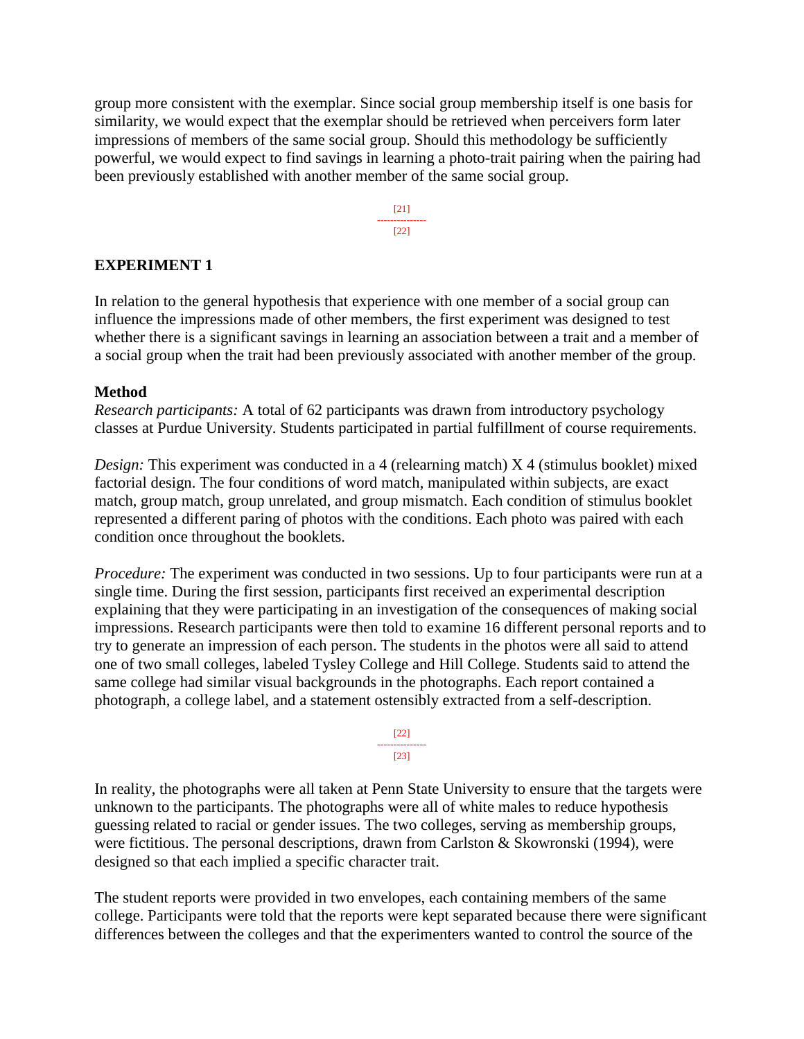group more consistent with the exemplar. Since social group membership itself is one basis for similarity, we would expect that the exemplar should be retrieved when perceivers form later impressions of members of the same social group. Should this methodology be sufficiently powerful, we would expect to find savings in learning a photo-trait pairing when the pairing had been previously established with another member of the same social group.

## EXPERIMENT 1

In relation to the general hypothesis that experience with one member of a social group can influence the impressions made of other members, the first experiment was designed to test whether there is a significant savings in learning an association between a trait and a member of a social group when the trait had been previously associated with another member of the group.

### Method

*Research participants:* A total of 62 participants was drawn from introductory psychology classes at Purdue University. Students participated in partial fulfillment of course requirements.

*Design:* This experiment was conducted in a 4 (relearning match) X 4 (stimulus booklet) mixed factorial design. The four conditions of word match, manipulated within subjects, are exact match, group match, group unrelated, and group mismatch. Each condition of stimulus booklet represented a different paring of photos with the conditions. Each photo was paired with each condition once throughout the booklets.

*Procedure:* The experiment was conducted in two sessions. Up to four participants were run at a single time. During the first session, participants first received an experimental description explaining that they were participating in an investigation of the consequences of making social impressions. Research participants were then told to examine 16 different personal reports and to try to generate an impression of each person. The students in the photos were all said to attend one of two small colleges, labeled Tysley College and Hill College. Students said to attend the same college had similar visual backgrounds in the photographs. Each report contained a photograph, a college label, and a statement ostensibly extracted from a self-description.

In reality, the photographs were all taken at Penn State University to ensure that the targets were unknown to the participants. The photographs were all of white males to reduce hypothesis guessing related to racial or gender issues. The two colleges, serving as membership groups, were fictitious. The personal descriptions, drawn from Carlston & Skowronski (1994), were designed so that each implied a specific character trait.

The student reports were provided in two envelopes, each containing members of the same college. Participants were told that the reports were kept separated because there were significant differences between the colleges and that the experimenters wanted to control the source of the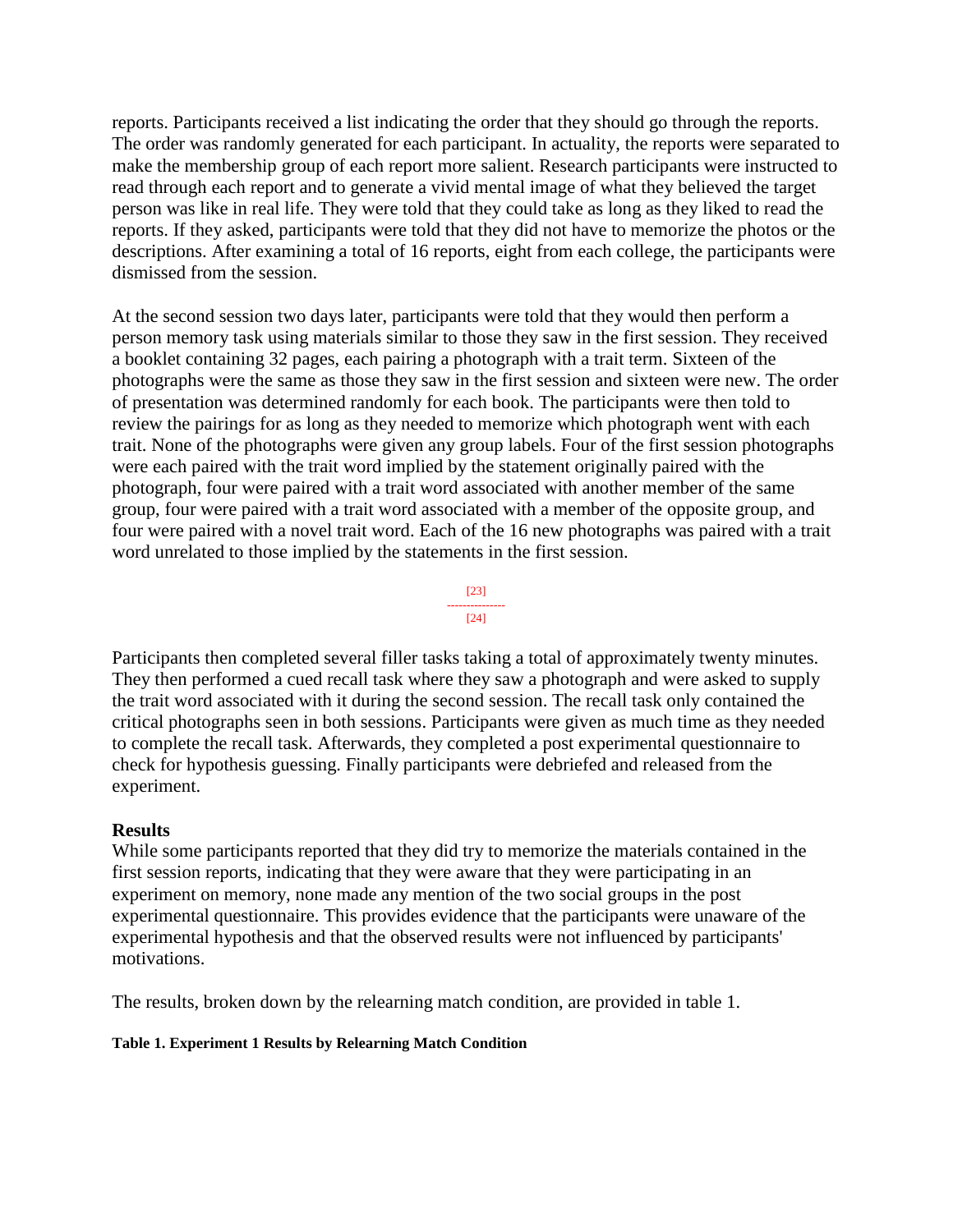reports. Participants received a list indicating the order that they should go through the reports. The order was randomly generated for each participant. In actuality, the reports were separated to make the membership group of each report more salient. Research participants were instructed to read through each report and to generate a vivid mental image of what they believed the target person was like in real life. They were told that they could take as long as they liked to read the reports. If they asked, participants were told that they did not have to memorize the photos or the descriptions. After examining a total of 16 reports, eight from each college, the participants were dismissed from the session.

At the second session two days later, participants were told that they would then perform a person memory task using materials similar to those they saw in the first session. They received a booklet containing 32 pages, each pairing a photograph with a trait term. Sixteen of the photographs were the same as those they saw in the first session and sixteen were new. The order of presentation was determined randomly for each book. The participants were then told to review the pairings for as long as they needed to memorize which photograph went with each trait. None of the photographs were given any group labels. Four of the first session photographs were each paired with the trait word implied by the statement originally paired with the photograph, four were paired with a trait word associated with another member of the same group, four were paired with a trait word associated with a member of the opposite group, and four were paired with a novel trait word. Each of the 16 new photographs was paired with a trait word unrelated to those implied by the statements in the first session.

Participants then completed several filler tasks taking a total of approximately twenty minutes. They then performed a cued recall task where they saw a photograph and were asked to supply the trait word associated with it during the second session. The recall task only contained the critical photographs seen in both sessions. Participants were given as much time as they needed to complete the recall task. Afterwards, they completed a post experimental questionnaire to check for hypothesis guessing. Finally participants were debriefed and released from the experiment.

### Results

While some participants reported that they did try to memorize the materials contained in the first session reports, indicating that they were aware that they were participating in an experiment on memory, none made any mention of the two social groups in the post experimental questionnaire. This provides evidence that the participants were unaware of the experimental hypothesis and that the observed results were not influenced by participants' motivations.

The results, broken down by the relearning match condition, are provided in table 1.

**Table 1. Experiment 1 Results by Relearning Match Condition**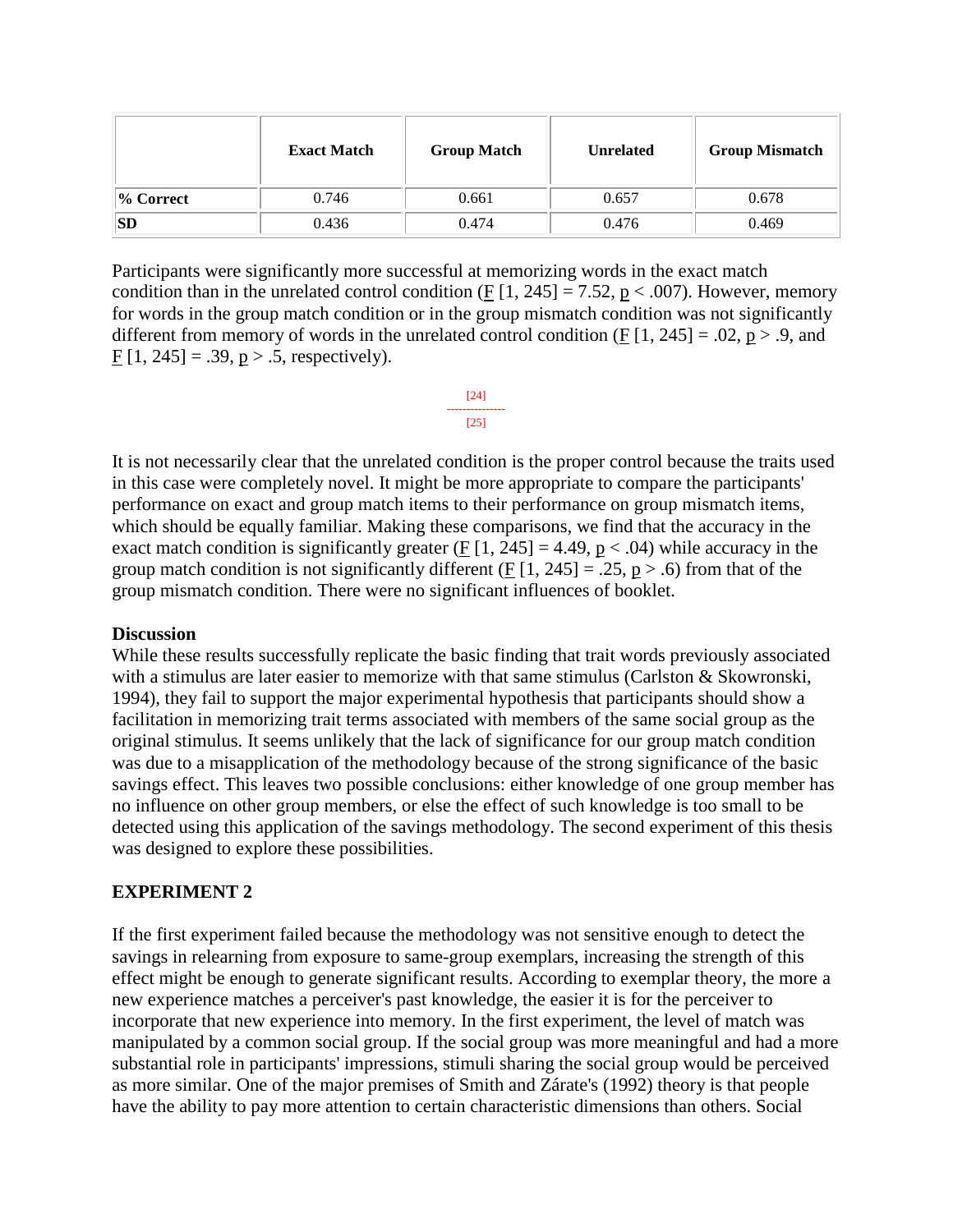| | Exact Match | Group Match | Unrelated | Group Mismatch |
|---|---|---|---|---|
| **% Correct** | 0.746 | 0.661 | 0.657 | 0.678 |
| **SD** | 0.436 | 0.474 | 0.476 | 0.469 |

Participants were significantly more successful at memorizing words in the exact match condition than in the unrelated control condition ($F$ [1, 245] = 7.52, $p < .007$). However, memory for words in the group match condition or in the group mismatch condition was not significantly different from memory of words in the unrelated control condition ($F$ [1, 245] = .02, $p > .9$, and $F$ [1, 245] = .39, $p > .5$, respectively).

[24]
[25]

It is not necessarily clear that the unrelated condition is the proper control because the traits used in this case were completely novel. It might be more appropriate to compare the participants' performance on exact and group match items to their performance on group mismatch items, which should be equally familiar. Making these comparisons, we find that the accuracy in the exact match condition is significantly greater ($F$ [1, 245] = 4.49, $p < .04$) while accuracy in the group match condition is not significantly different ($F$ [1, 245] = .25, $p > .6$) from that of the group mismatch condition. There were no significant influences of booklet.

**Discussion**

While these results successfully replicate the basic finding that trait words previously associated with a stimulus are later easier to memorize with that same stimulus (Carlston & Skowronski, 1994), they fail to support the major experimental hypothesis that participants should show a facilitation in memorizing trait terms associated with members of the same social group as the original stimulus. It seems unlikely that the lack of significance for our group match condition was due to a misapplication of the methodology because of the strong significance of the basic savings effect. This leaves two possible conclusions: either knowledge of one group member has no influence on other group members, or else the effect of such knowledge is too small to be detected using this application of the savings methodology. The second experiment of this thesis was designed to explore these possibilities.

## EXPERIMENT 2

If the first experiment failed because the methodology was not sensitive enough to detect the savings in relearning from exposure to same-group exemplars, increasing the strength of this effect might be enough to generate significant results. According to exemplar theory, the more a new experience matches a perceiver's past knowledge, the easier it is for the perceiver to incorporate that new experience into memory. In the first experiment, the level of match was manipulated by a common social group. If the social group was more meaningful and had a more substantial role in participants' impressions, stimuli sharing the social group would be perceived as more similar. One of the major premises of Smith and Zárate's (1992) theory is that people have the ability to pay more attention to certain characteristic dimensions than others. Social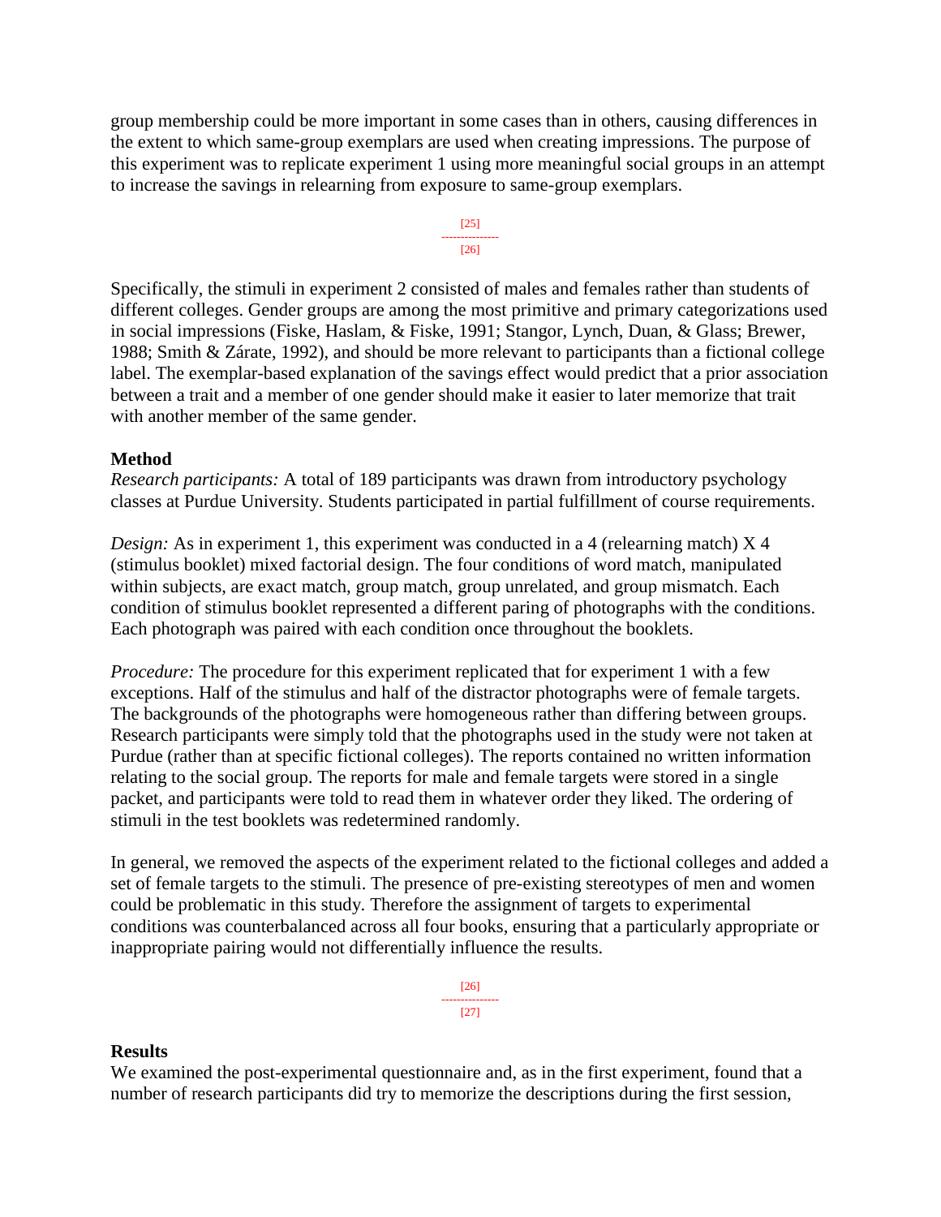group membership could be more important in some cases than in others, causing differences in the extent to which same-group exemplars are used when creating impressions. The purpose of this experiment was to replicate experiment 1 using more meaningful social groups in an attempt to increase the savings in relearning from exposure to same-group exemplars.

Specifically, the stimuli in experiment 2 consisted of males and females rather than students of different colleges. Gender groups are among the most primitive and primary categorizations used in social impressions (Fiske, Haslam, & Fiske, 1991; Stangor, Lynch, Duan, & Glass; Brewer, 1988; Smith & Zárate, 1992), and should be more relevant to participants than a fictional college label. The exemplar-based explanation of the savings effect would predict that a prior association between a trait and a member of one gender should make it easier to later memorize that trait with another member of the same gender.

**Method**

*Research participants:* A total of 189 participants was drawn from introductory psychology classes at Purdue University. Students participated in partial fulfillment of course requirements.

*Design:* As in experiment 1, this experiment was conducted in a 4 (relearning match) X 4 (stimulus booklet) mixed factorial design. The four conditions of word match, manipulated within subjects, are exact match, group match, group unrelated, and group mismatch. Each condition of stimulus booklet represented a different paring of photographs with the conditions. Each photograph was paired with each condition once throughout the booklets.

*Procedure:* The procedure for this experiment replicated that for experiment 1 with a few exceptions. Half of the stimulus and half of the distractor photographs were of female targets. The backgrounds of the photographs were homogeneous rather than differing between groups. Research participants were simply told that the photographs used in the study were not taken at Purdue (rather than at specific fictional colleges). The reports contained no written information relating to the social group. The reports for male and female targets were stored in a single packet, and participants were told to read them in whatever order they liked. The ordering of stimuli in the test booklets was redetermined randomly.

In general, we removed the aspects of the experiment related to the fictional colleges and added a set of female targets to the stimuli. The presence of pre-existing stereotypes of men and women could be problematic in this study. Therefore the assignment of targets to experimental conditions was counterbalanced across all four books, ensuring that a particularly appropriate or inappropriate pairing would not differentially influence the results.

**Results**

We examined the post-experimental questionnaire and, as in the first experiment, found that a number of research participants did try to memorize the descriptions during the first session,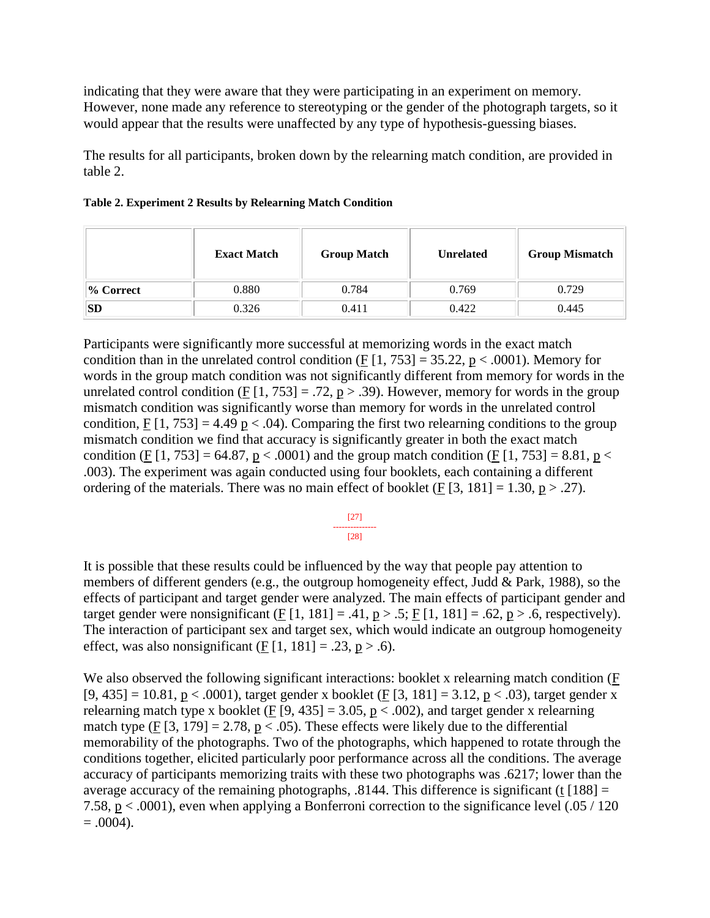indicating that they were aware that they were participating in an experiment on memory. However, none made any reference to stereotyping or the gender of the photograph targets, so it would appear that the results were unaffected by any type of hypothesis-guessing biases.

The results for all participants, broken down by the relearning match condition, are provided in table 2.

**Table 2. Experiment 2 Results by Relearning Match Condition**

| | Exact Match | Group Match | Unrelated | Group Mismatch |
|---|---|---|---|---|
| **% Correct** | 0.880 | 0.784 | 0.769 | 0.729 |
| **SD** | 0.326 | 0.411 | 0.422 | 0.445 |

Participants were significantly more successful at memorizing words in the exact match condition than in the unrelated control condition ($F$ [1, 753] = 35.22, $p$ < .0001). Memory for words in the group match condition was not significantly different from memory for words in the unrelated control condition ($F$ [1, 753] = .72, $p$ > .39). However, memory for words in the group mismatch condition was significantly worse than memory for words in the unrelated control condition, $F$ [1, 753] = 4.49 $p$ < .04). Comparing the first two relearning conditions to the group mismatch condition we find that accuracy is significantly greater in both the exact match condition ($F$ [1, 753] = 64.87, $p$ < .0001) and the group match condition ($F$ [1, 753] = 8.81, $p$ < .003). The experiment was again conducted using four booklets, each containing a different ordering of the materials. There was no main effect of booklet ($F$ [3, 181] = 1.30, $p$ > .27).

[27]
---------------
[28]

It is possible that these results could be influenced by the way that people pay attention to members of different genders (e.g., the outgroup homogeneity effect, Judd & Park, 1988), so the effects of participant and target gender were analyzed. The main effects of participant gender and target gender were nonsignificant ($F$ [1, 181] = .41, $p$ > .5; $F$ [1, 181] = .62, $p$ > .6, respectively). The interaction of participant sex and target sex, which would indicate an outgroup homogeneity effect, was also nonsignificant ($F$ [1, 181] = .23, $p$ > .6).

We also observed the following significant interactions: booklet x relearning match condition ($F$ [9, 435] = 10.81, $p$ < .0001), target gender x booklet ($F$ [3, 181] = 3.12, $p$ < .03), target gender x relearning match type x booklet ($F$ [9, 435] = 3.05, $p$ < .002), and target gender x relearning match type ($F$ [3, 179] = 2.78, $p$ < .05). These effects were likely due to the differential memorability of the photographs. Two of the photographs, which happened to rotate through the conditions together, elicited particularly poor performance across all the conditions. The average accuracy of participants memorizing traits with these two photographs was .6217; lower than the average accuracy of the remaining photographs, .8144. This difference is significant ($t$ [188] = 7.58, $p$ < .0001), even when applying a Bonferroni correction to the significance level (.05 / 120 = .0004).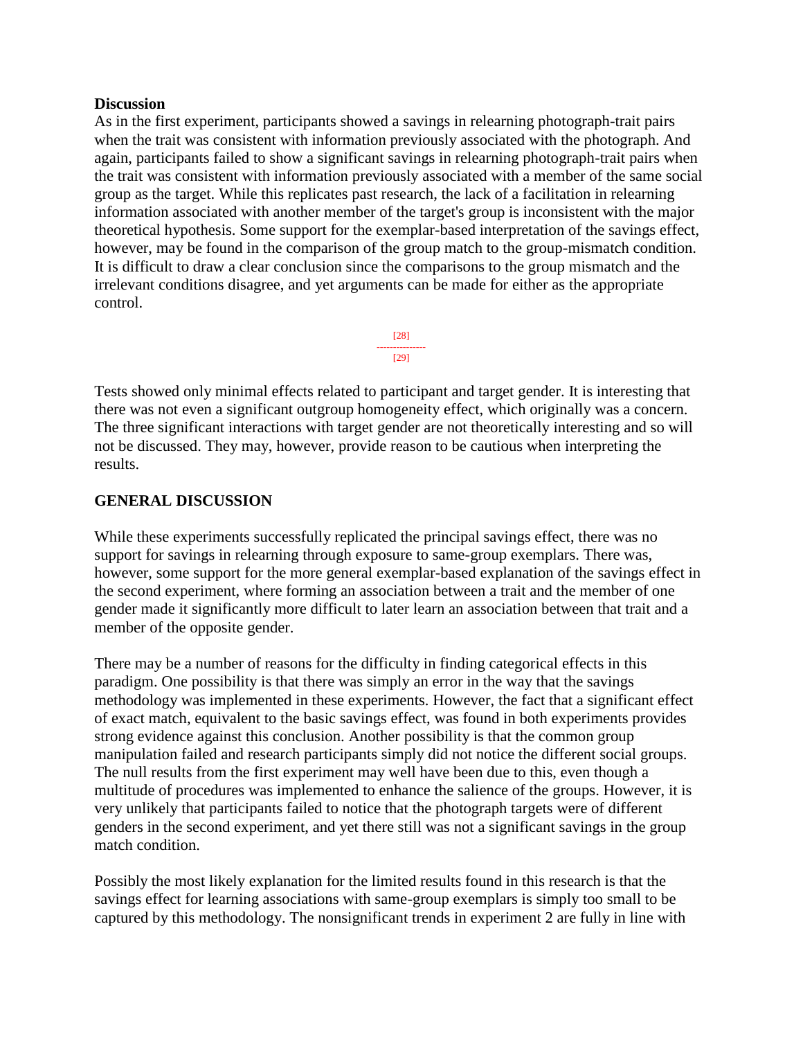**Discussion**

As in the first experiment, participants showed a savings in relearning photograph-trait pairs when the trait was consistent with information previously associated with the photograph. And again, participants failed to show a significant savings in relearning photograph-trait pairs when the trait was consistent with information previously associated with a member of the same social group as the target. While this replicates past research, the lack of a facilitation in relearning information associated with another member of the target's group is inconsistent with the major theoretical hypothesis. Some support for the exemplar-based interpretation of the savings effect, however, may be found in the comparison of the group match to the group-mismatch condition. It is difficult to draw a clear conclusion since the comparisons to the group mismatch and the irrelevant conditions disagree, and yet arguments can be made for either as the appropriate control.

Tests showed only minimal effects related to participant and target gender. It is interesting that there was not even a significant outgroup homogeneity effect, which originally was a concern. The three significant interactions with target gender are not theoretically interesting and so will not be discussed. They may, however, provide reason to be cautious when interpreting the results.

## GENERAL DISCUSSION

While these experiments successfully replicated the principal savings effect, there was no support for savings in relearning through exposure to same-group exemplars. There was, however, some support for the more general exemplar-based explanation of the savings effect in the second experiment, where forming an association between a trait and the member of one gender made it significantly more difficult to later learn an association between that trait and a member of the opposite gender.

There may be a number of reasons for the difficulty in finding categorical effects in this paradigm. One possibility is that there was simply an error in the way that the savings methodology was implemented in these experiments. However, the fact that a significant effect of exact match, equivalent to the basic savings effect, was found in both experiments provides strong evidence against this conclusion. Another possibility is that the common group manipulation failed and research participants simply did not notice the different social groups. The null results from the first experiment may well have been due to this, even though a multitude of procedures was implemented to enhance the salience of the groups. However, it is very unlikely that participants failed to notice that the photograph targets were of different genders in the second experiment, and yet there still was not a significant savings in the group match condition.

Possibly the most likely explanation for the limited results found in this research is that the savings effect for learning associations with same-group exemplars is simply too small to be captured by this methodology. The nonsignificant trends in experiment 2 are fully in line with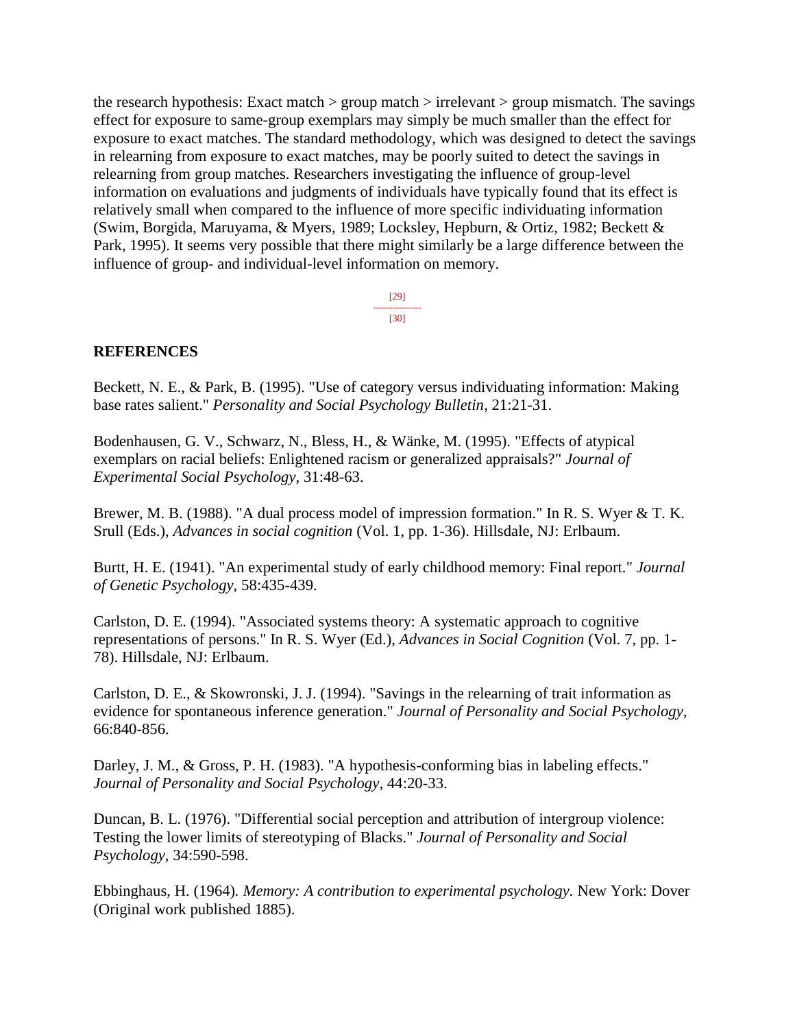the research hypothesis: Exact match > group match > irrelevant > group mismatch. The savings effect for exposure to same-group exemplars may simply be much smaller than the effect for exposure to exact matches. The standard methodology, which was designed to detect the savings in relearning from exposure to exact matches, may be poorly suited to detect the savings in relearning from group matches. Researchers investigating the influence of group-level information on evaluations and judgments of individuals have typically found that its effect is relatively small when compared to the influence of more specific individuating information (Swim, Borgida, Maruyama, & Myers, 1989; Locksley, Hepburn, & Ortiz, 1982; Beckett & Park, 1995). It seems very possible that there might similarly be a large difference between the influence of group- and individual-level information on memory.

## REFERENCES

Beckett, N. E., & Park, B. (1995). "Use of category versus individuating information: Making base rates salient." *Personality and Social Psychology Bulletin*, 21:21-31.

Bodenhausen, G. V., Schwarz, N., Bless, H., & Wänke, M. (1995). "Effects of atypical exemplars on racial beliefs: Enlightened racism or generalized appraisals?" *Journal of Experimental Social Psychology*, 31:48-63.

Brewer, M. B. (1988). "A dual process model of impression formation." In R. S. Wyer & T. K. Srull (Eds.), *Advances in social cognition* (Vol. 1, pp. 1-36). Hillsdale, NJ: Erlbaum.

Burtt, H. E. (1941). "An experimental study of early childhood memory: Final report." *Journal of Genetic Psychology*, 58:435-439.

Carlston, D. E. (1994). "Associated systems theory: A systematic approach to cognitive representations of persons." In R. S. Wyer (Ed.), *Advances in Social Cognition* (Vol. 7, pp. 1-78). Hillsdale, NJ: Erlbaum.

Carlston, D. E., & Skowronski, J. J. (1994). "Savings in the relearning of trait information as evidence for spontaneous inference generation." *Journal of Personality and Social Psychology*, 66:840-856.

Darley, J. M., & Gross, P. H. (1983). "A hypothesis-conforming bias in labeling effects." *Journal of Personality and Social Psychology*, 44:20-33.

Duncan, B. L. (1976). "Differential social perception and attribution of intergroup violence: Testing the lower limits of stereotyping of Blacks." *Journal of Personality and Social Psychology*, 34:590-598.

Ebbinghaus, H. (1964). *Memory: A contribution to experimental psychology*. New York: Dover (Original work published 1885).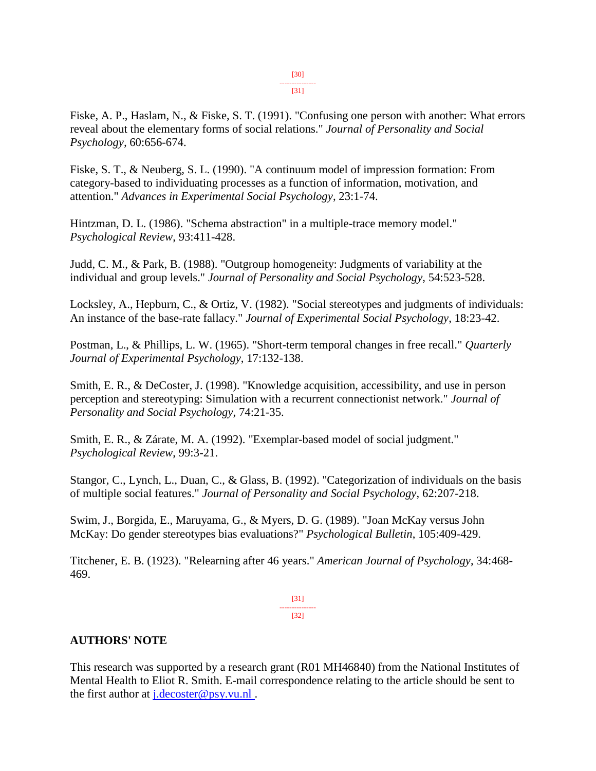Fiske, A. P., Haslam, N., & Fiske, S. T. (1991). "Confusing one person with another: What errors reveal about the elementary forms of social relations." *Journal of Personality and Social Psychology*, 60:656-674.

Fiske, S. T., & Neuberg, S. L. (1990). "A continuum model of impression formation: From category-based to individuating processes as a function of information, motivation, and attention." *Advances in Experimental Social Psychology*, 23:1-74.

Hintzman, D. L. (1986). "Schema abstraction" in a multiple-trace memory model." *Psychological Review*, 93:411-428.

Judd, C. M., & Park, B. (1988). "Outgroup homogeneity: Judgments of variability at the individual and group levels." *Journal of Personality and Social Psychology*, 54:523-528.

Locksley, A., Hepburn, C., & Ortiz, V. (1982). "Social stereotypes and judgments of individuals: An instance of the base-rate fallacy." *Journal of Experimental Social Psychology*, 18:23-42.

Postman, L., & Phillips, L. W. (1965). "Short-term temporal changes in free recall." *Quarterly Journal of Experimental Psychology*, 17:132-138.

Smith, E. R., & DeCoster, J. (1998). "Knowledge acquisition, accessibility, and use in person perception and stereotyping: Simulation with a recurrent connectionist network." *Journal of Personality and Social Psychology*, 74:21-35.

Smith, E. R., & Zárate, M. A. (1992). "Exemplar-based model of social judgment." *Psychological Review*, 99:3-21.

Stangor, C., Lynch, L., Duan, C., & Glass, B. (1992). "Categorization of individuals on the basis of multiple social features." *Journal of Personality and Social Psychology*, 62:207-218.

Swim, J., Borgida, E., Maruyama, G., & Myers, D. G. (1989). "Joan McKay versus John McKay: Do gender stereotypes bias evaluations?" *Psychological Bulletin*, 105:409-429.

Titchener, E. B. (1923). "Relearning after 46 years." *American Journal of Psychology*, 34:468-469.

## AUTHORS' NOTE

This research was supported by a research grant (R01 MH46840) from the National Institutes of Mental Health to Eliot R. Smith. E-mail correspondence relating to the article should be sent to the first author at j.decoster@psy.vu.nl .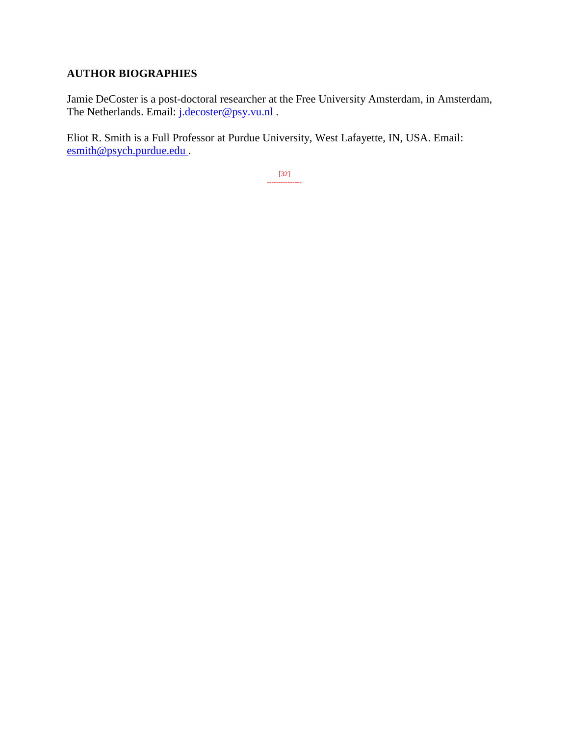## AUTHOR BIOGRAPHIES

Jamie DeCoster is a post-doctoral researcher at the Free University Amsterdam, in Amsterdam, The Netherlands. Email: j.decoster@psy.vu.nl .

Eliot R. Smith is a Full Professor at Purdue University, West Lafayette, IN, USA. Email: esmith@psych.purdue.edu .

[32]